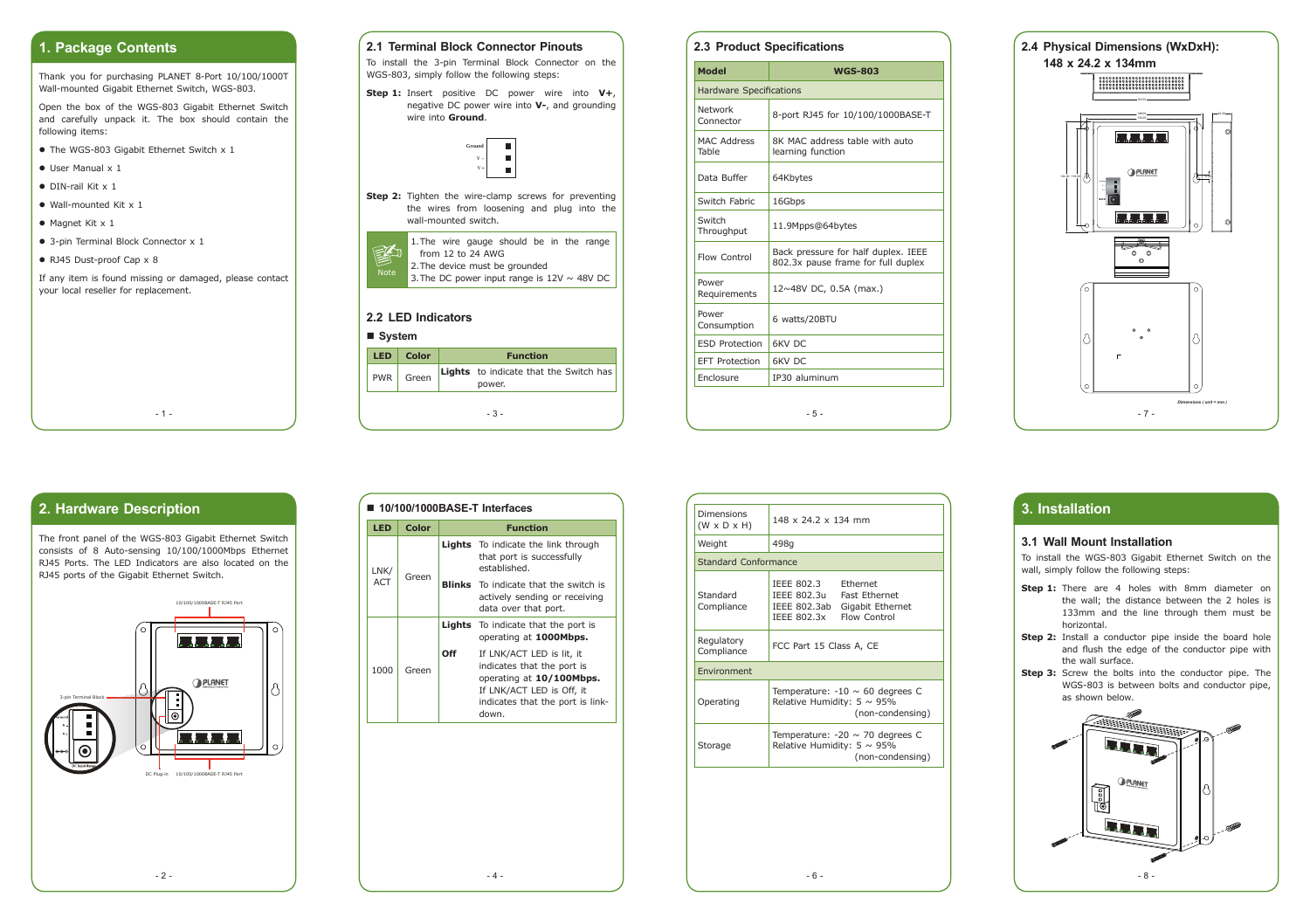## 1. Package Contents

Thank you for purchasing PLANET 8-Port 10/100/1000T Wall-mounted Gigabit Ethernet Switch, WGS-803.

Open the box of the WGS-803 Gigabit Ethernet Switch and carefully unpack it. The box should contain the following items:

- The WGS-803 Gigabit Ethernet Switch x 1
- User Manual x 1
- DIN-rail Kit x 1
- Wall-mounted Kit x 1
- Magnet Kit x 1
- 3-pin Terminal Block Connector x 1
- RJ45 Dust-proof Cap x 8

If any item is found missing or damaged, please contact your local reseller for replacement.

## 2. Hardware Description

The front panel of the WGS-803 Gigabit Ethernet Switch consists of 8 Auto-sensing 10/100/1000Mbps Ethernet RJ45 Ports. The LED Indicators are also located on the RJ45 ports of the Gigabit Ethernet Switch.

### 2.1 Terminal Block Connector Pinouts

To install the 3-pin Terminal Block Connector on the WGS-803, simply follow the following steps:

**Step 1:** Insert positive DC power wire into **V+**, negative DC power wire into **V-**, and grounding wire into **Ground**.

**Step 2:** Tighten the wire-clamp screws for preventing the wires from loosening and plug into the wall-mounted switch.

Note
1. The wire gauge should be in the range from 12 to 24 AWG
2. The device must be grounded
3. The DC power input range is 12V ~ 48V DC

### 2.2 LED Indicators

■ **System**

| LED | Color | Function |
|---|---|---|
| PWR | Green | **Lights** to indicate that the Switch has power. |

■ **10/100/1000BASE-T Interfaces**

| LED | Color | Function | |
|---|---|---|---|
| LNK/ACT | Green | **Lights** | To indicate the link through that port is successfully established. |
| | | **Blinks** | To indicate that the switch is actively sending or receiving data over that port. |
| 1000 | Green | **Lights** | To indicate that the port is operating at **1000Mbps.** |
| | | **Off** | If LNK/ACT LED is lit, it indicates that the port is operating at **10/100Mbps.** If LNK/ACT LED is Off, it indicates that the port is link-down. |

### 2.3 Product Specifications

| Model | WGS-803 |
|---|---|
| Hardware Specifications | |
| Network Connector | 8-port RJ45 for 10/100/1000BASE-T |
| MAC Address Table | 8K MAC address table with auto learning function |
| Data Buffer | 64Kbytes |
| Switch Fabric | 16Gbps |
| Switch Throughput | 11.9Mpps@64bytes |
| Flow Control | Back pressure for half duplex. IEEE 802.3x pause frame for full duplex |
| Power Requirements | 12~48V DC, 0.5A (max.) |
| Power Consumption | 6 watts/20BTU |
| ESD Protection | 6KV DC |
| EFT Protection | 6KV DC |
| Enclosure | IP30 aluminum |
| Dimensions (W x D x H) | 148 x 24.2 x 134 mm |
| Weight | 498g |
| Standard Conformance | |
| Standard Compliance | IEEE 802.3 Ethernet<br>IEEE 802.3u Fast Ethernet<br>IEEE 802.3ab Gigabit Ethernet<br>IEEE 802.3x Flow Control |
| Regulatory Compliance | FCC Part 15 Class A, CE |
| Environment | |
| Operating | Temperature: -10 ~ 60 degrees C<br>Relative Humidity: 5 ~ 95% (non-condensing) |
| Storage | Temperature: -20 ~ 70 degrees C<br>Relative Humidity: 5 ~ 95% (non-condensing) |

### 2.4 Physical Dimensions (WxDxH): 148 x 24.2 x 134mm

Dimensions ( unit = mm )

## 3. Installation

### 3.1 Wall Mount Installation

To install the WGS-803 Gigabit Ethernet Switch on the wall, simply follow the following steps:

**Step 1:** There are 4 holes with 8mm diameter on the wall; the distance between the 2 holes is 133mm and the line through them must be horizontal.

**Step 2:** Install a conductor pipe inside the board hole and flush the edge of the conductor pipe with the wall surface.

**Step 3:** Screw the bolts into the conductor pipe. The WGS-803 is between bolts and conductor pipe, as shown below.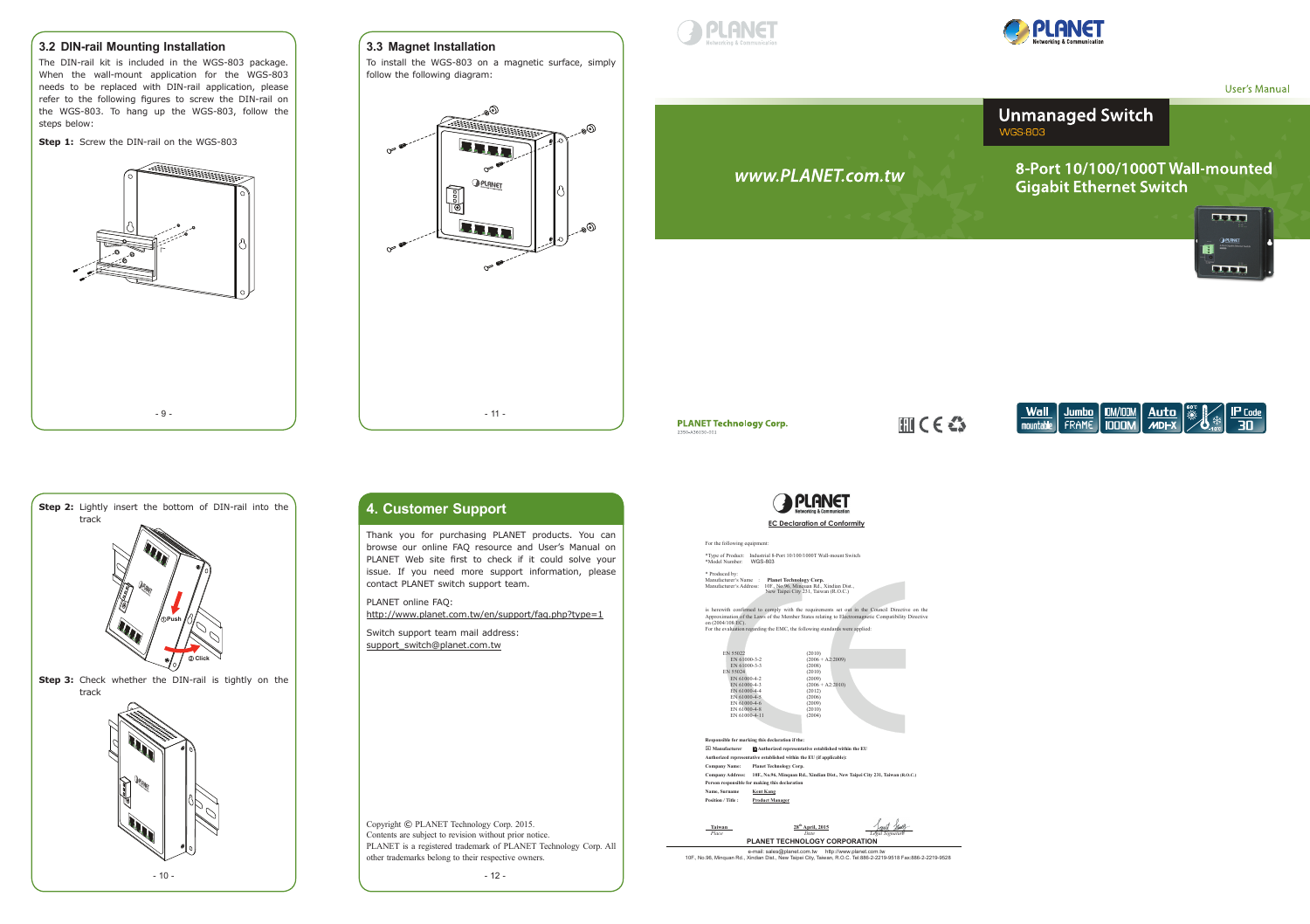## 3.2 DIN-rail Mounting Installation

The DIN-rail kit is included in the WGS-803 package. When the wall-mount application for the WGS-803 needs to be replaced with DIN-rail application, please refer to the following figures to screw the DIN-rail on the WGS-803. To hang up the WGS-803, follow the steps below:

**Step 1:** Screw the DIN-rail on the WGS-803

**Step 2:** Lightly insert the bottom of DIN-rail into the track

①Push

② Click

**Step 3:** Check whether the DIN-rail is tightly on the track

## 3.3 Magnet Installation

To install the WGS-803 on a magnetic surface, simply follow the following diagram:

## 4. Customer Support

Thank you for purchasing PLANET products. You can browse our online FAQ resource and User's Manual on PLANET Web site first to check if it could solve your issue. If you need more support information, please contact PLANET switch support team.

PLANET online FAQ:
http://www.planet.com.tw/en/support/faq.php?type=1

Switch support team mail address:
support_switch@planet.com.tw

Copyright © PLANET Technology Corp. 2015.
Contents are subject to revision without prior notice.
PLANET is a registered trademark of PLANET Technology Corp. All other trademarks belong to their respective owners.

PLANET Networking & Communication

User's Manual

# Unmanaged Switch

WGS-803

www.PLANET.com.tw

8-Port 10/100/1000T Wall-mounted Gigabit Ethernet Switch

PLANET Technology Corp.

2350-A26030-001

Wall mountable | Jumbo FRAME | 10M/100M 1000M | Auto MDI-X | 60°C -10°C | IP Code 30

PLANET Networking & Communication

**EC Declaration of Conformity**

For the following equipment:

*Type of Product: Industrial 8-Port 10/100/1000T Wall-mount Switch
*Model Number: WGS-803

* Produced by:
Manufacturer's Name : Planet Technology Corp.
Manufacturer's Address: 10F., No.96, Minquan Rd., Xindian Dist., New Taipei City 231, Taiwan (R.O.C.)

is herewith confirmed to comply with the requirements set out in the Council Directive on the Approximation of the Laws of the Member States relating to Electromagnetic Compatibility Directive on (2004/108/EC).
For the evaluation regarding the EMC, the following standards were applied:

| | |
|---|---|
| EN 55022 | (2010) |
| EN 61000-3-2 | (2006 + A2:2009) |
| EN 61000-3-3 | (2008) |
| EN 55024 | (2010) |
| EN 61000-4-2 | (2009) |
| EN 61000-4-3 | (2006 + A2:2010) |
| EN 61000-4-4 | (2012) |
| EN 61000-4-5 | (2006) |
| EN 61000-4-6 | (2009) |
| EN 61000-4-8 | (2010) |
| EN 61000-4-11 | (2004) |

**Responsible for marking this declaration if the:**
☒ Manufacturer ☐ Authorized representative established within the EU
**Authorized representative established within the EU (if applicable):**
**Company Name:** Planet Technology Corp.
**Company Address:** 10F., No.96, Minquan Rd., Xindian Dist., New Taipei City 231, Taiwan (R.O.C.)
**Person responsible for making this declaration**
**Name, Surname** Kent Kang
**Position / Title :** Product Manager

Taiwan (Place) — 28th April, 2015 (Date) — (Legal Signature)

PLANET TECHNOLOGY CORPORATION
e-mail: sales@planet.com.tw http://www.planet.com.tw
10F., No.96, Minquan Rd., Xindian Dist., New Taipei City, Taiwan, R.O.C. Tel:886-2-2219-9518 Fax:886-2-2219-9528